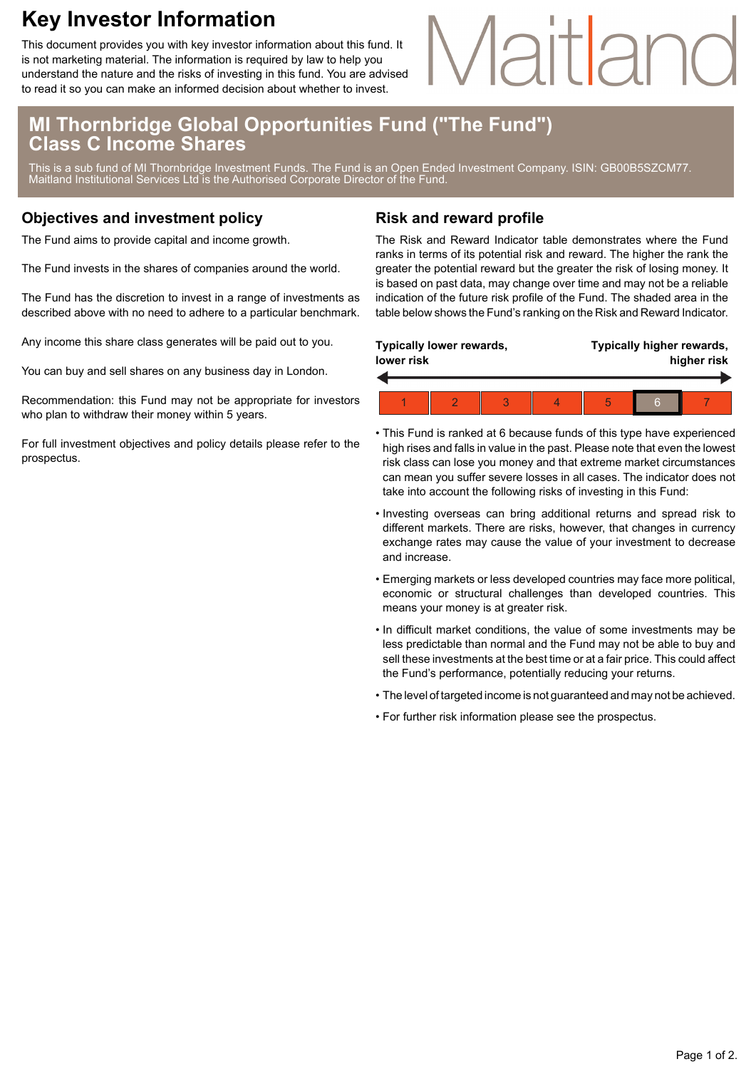# Key Investor Information

This document provides you with key investor information about this fund. It is not marketing material. The information is required by law to help you understand the nature and the risks of investing in this fund. You are advised to read it so you can make an informed decision about whether to invest.

Maitland

## MI Thornbridge Global Opportunities Fund ("The Fund") Class C Income Shares

This is a sub fund of MI Thornbridge Investment Funds. The Fund is an Open Ended Investment Company. ISIN: GB00B5SZCM77. Maitland Institutional Services Ltd is the Authorised Corporate Director of the Fund.

## Objectives and investment policy

The Fund aims to provide capital and income growth.

The Fund invests in the shares of companies around the world.

The Fund has the discretion to invest in a range of investments as described above with no need to adhere to a particular benchmark.

Any income this share class generates will be paid out to you.

You can buy and sell shares on any business day in London.

Recommendation: this Fund may not be appropriate for investors who plan to withdraw their money within 5 years.

For full investment objectives and policy details please refer to the prospectus.

## Risk and reward profile

The Risk and Reward Indicator table demonstrates where the Fund ranks in terms of its potential risk and reward. The higher the rank the greater the potential reward but the greater the risk of losing money. It is based on past data, may change over time and may not be a reliable indication of the future risk profile of the Fund. The shaded area in the table below shows the Fund's ranking on the Risk and Reward Indicator.

**Typically lower rewards, lower risk** ← → **Typically higher rewards, higher risk**

| 1 | 2 | 3 | 4 | 5 | **6** | 7 |
|---|---|---|---|---|---|---|

- This Fund is ranked at 6 because funds of this type have experienced high rises and falls in value in the past. Please note that even the lowest risk class can lose you money and that extreme market circumstances can mean you suffer severe losses in all cases. The indicator does not take into account the following risks of investing in this Fund:
- Investing overseas can bring additional returns and spread risk to different markets. There are risks, however, that changes in currency exchange rates may cause the value of your investment to decrease and increase.
- Emerging markets or less developed countries may face more political, economic or structural challenges than developed countries. This means your money is at greater risk.
- In difficult market conditions, the value of some investments may be less predictable than normal and the Fund may not be able to buy and sell these investments at the best time or at a fair price. This could affect the Fund's performance, potentially reducing your returns.
- The level of targeted income is not guaranteed and may not be achieved.
- For further risk information please see the prospectus.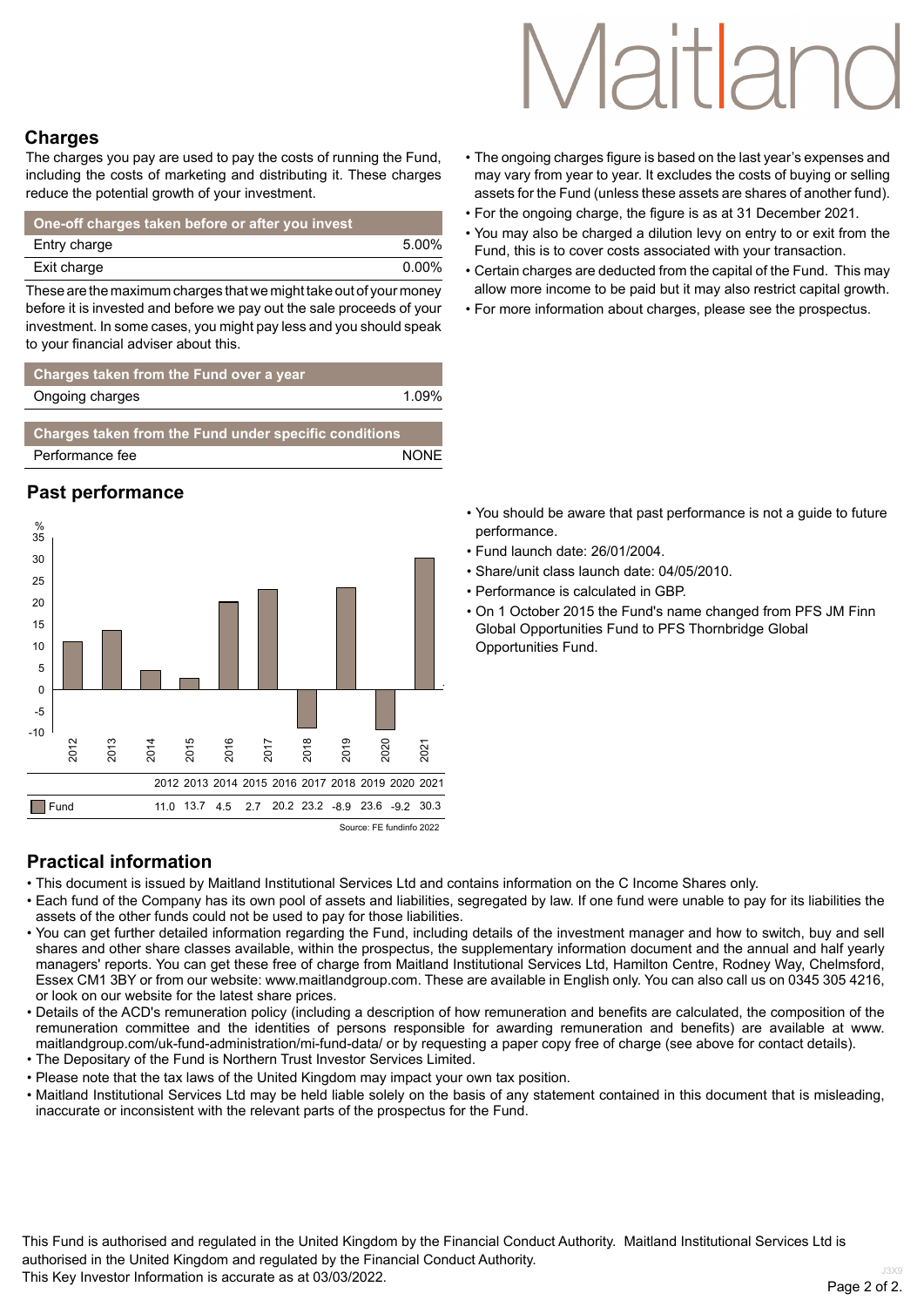## Charges

The charges you pay are used to pay the costs of running the Fund, including the costs of marketing and distributing it. These charges reduce the potential growth of your investment.

| One-off charges taken before or after you invest | |
|---|---|
| Entry charge | 5.00% |
| Exit charge | 0.00% |

These are the maximum charges that we might take out of your money before it is invested and before we pay out the sale proceeds of your investment. In some cases, you might pay less and you should speak to your financial adviser about this.

| Charges taken from the Fund over a year | |
|---|---|
| Ongoing charges | 1.09% |

| Charges taken from the Fund under specific conditions | |
|---|---|
| Performance fee | NONE |

- The ongoing charges figure is based on the last year's expenses and may vary from year to year. It excludes the costs of buying or selling assets for the Fund (unless these assets are shares of another fund).
- For the ongoing charge, the figure is as at 31 December 2021.
- You may also be charged a dilution levy on entry to or exit from the Fund, this is to cover costs associated with your transaction.
- Certain charges are deducted from the capital of the Fund. This may allow more income to be paid but it may also restrict capital growth.
- For more information about charges, please see the prospectus.

## Past performance

%
35
30
25
20
15
10
5
0
-5
-10

2012 2013 2014 2015 2016 2017 2018 2019 2020 2021

| | 2012 | 2013 | 2014 | 2015 | 2016 | 2017 | 2018 | 2019 | 2020 | 2021 |
|---|---|---|---|---|---|---|---|---|---|---|
| Fund | 11.0 | 13.7 | 4.5 | 2.7 | 20.2 | 23.2 | -8.9 | 23.6 | -9.2 | 30.3 |

Source: FE fundinfo 2022

- You should be aware that past performance is not a guide to future performance.
- Fund launch date: 26/01/2004.
- Share/unit class launch date: 04/05/2010.
- Performance is calculated in GBP.
- On 1 October 2015 the Fund's name changed from PFS JM Finn Global Opportunities Fund to PFS Thornbridge Global Opportunities Fund.

## Practical information

- This document is issued by Maitland Institutional Services Ltd and contains information on the C Income Shares only.
- Each fund of the Company has its own pool of assets and liabilities, segregated by law. If one fund were unable to pay for its liabilities the assets of the other funds could not be used to pay for those liabilities.
- You can get further detailed information regarding the Fund, including details of the investment manager and how to switch, buy and sell shares and other share classes available, within the prospectus, the supplementary information document and the annual and half yearly managers' reports. You can get these free of charge from Maitland Institutional Services Ltd, Hamilton Centre, Rodney Way, Chelmsford, Essex CM1 3BY or from our website: www.maitlandgroup.com. These are available in English only. You can also call us on 0345 305 4216, or look on our website for the latest share prices.
- Details of the ACD's remuneration policy (including a description of how remuneration and benefits are calculated, the composition of the remuneration committee and the identities of persons responsible for awarding remuneration and benefits) are available at www.maitlandgroup.com/uk-fund-administration/mi-fund-data/ or by requesting a paper copy free of charge (see above for contact details).
- The Depositary of the Fund is Northern Trust Investor Services Limited.
- Please note that the tax laws of the United Kingdom may impact your own tax position.
- Maitland Institutional Services Ltd may be held liable solely on the basis of any statement contained in this document that is misleading, inaccurate or inconsistent with the relevant parts of the prospectus for the Fund.

This Fund is authorised and regulated in the United Kingdom by the Financial Conduct Authority. Maitland Institutional Services Ltd is authorised in the United Kingdom and regulated by the Financial Conduct Authority.
This Key Investor Information is accurate as at 03/03/2022.